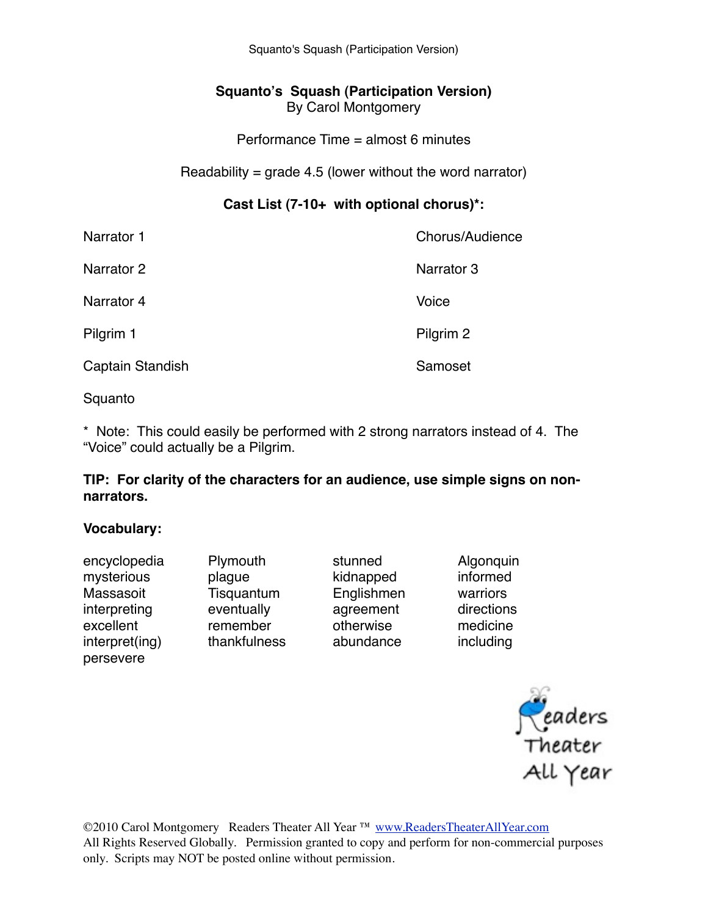# Squanto's Squash (Participation Version)

By Carol Montgomery

Performance Time = almost 6 minutes

Readability = grade 4.5 (lower without the word narrator)

**Cast List (7-10+ with optional chorus)*:**

| | |
|---|---|
| Narrator 1 | Chorus/Audience |
| Narrator 2 | Narrator 3 |
| Narrator 4 | Voice |
| Pilgrim 1 | Pilgrim 2 |
| Captain Standish | Samoset |
| Squanto | |

* Note: This could easily be performed with 2 strong narrators instead of 4. The "Voice" could actually be a Pilgrim.

**TIP: For clarity of the characters for an audience, use simple signs on non-narrators.**

**Vocabulary:**

| | | | |
|---|---|---|---|
| encyclopedia | Plymouth | stunned | Algonquin |
| mysterious | plague | kidnapped | informed |
| Massasoit | Tisquantum | Englishmen | warriors |
| interpreting | eventually | agreement | directions |
| excellent | remember | otherwise | medicine |
| interpret(ing) | thankfulness | abundance | including |
| persevere | | | |

Readers Theater All Year

©2010 Carol Montgomery Readers Theater All Year ™ www.ReadersTheaterAllYear.com
All Rights Reserved Globally. Permission granted to copy and perform for non-commercial purposes only. Scripts may NOT be posted online without permission.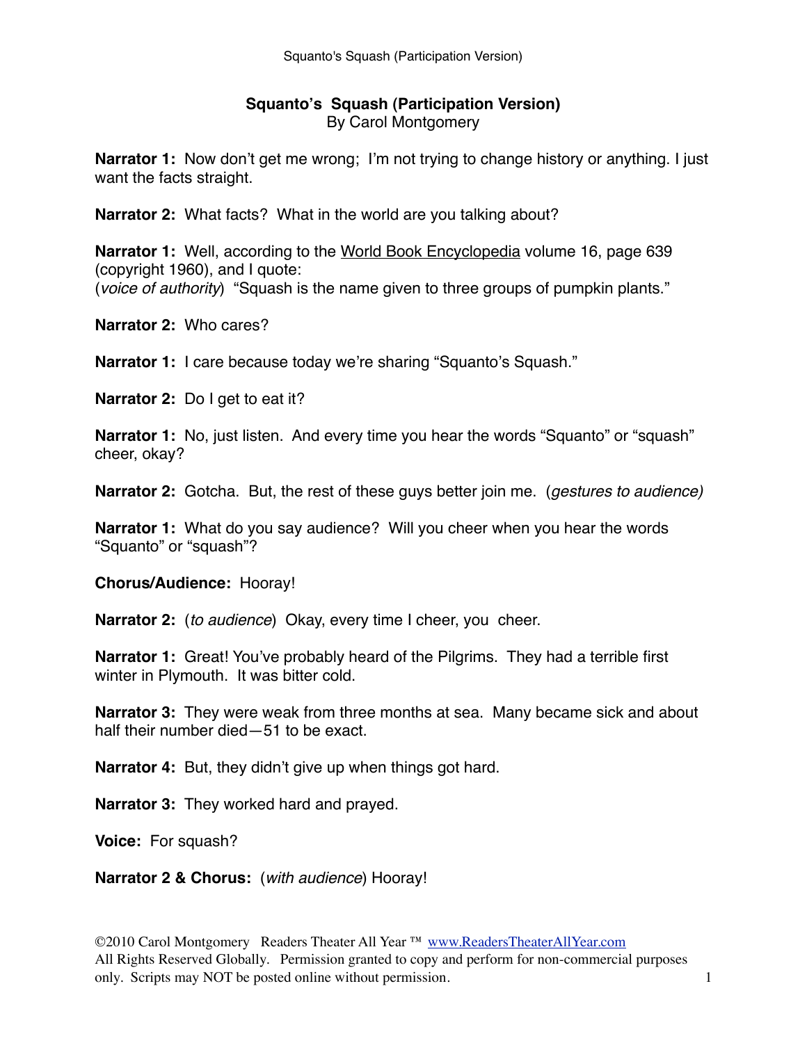# Squanto's Squash (Participation Version)

By Carol Montgomery

**Narrator 1:** Now don't get me wrong; I'm not trying to change history or anything. I just want the facts straight.

**Narrator 2:** What facts? What in the world are you talking about?

**Narrator 1:** Well, according to the World Book Encyclopedia volume 16, page 639 (copyright 1960), and I quote:
(*voice of authority*) "Squash is the name given to three groups of pumpkin plants."

**Narrator 2:** Who cares?

**Narrator 1:** I care because today we're sharing "Squanto's Squash."

**Narrator 2:** Do I get to eat it?

**Narrator 1:** No, just listen. And every time you hear the words "Squanto" or "squash" cheer, okay?

**Narrator 2:** Gotcha. But, the rest of these guys better join me. (*gestures to audience)*

**Narrator 1:** What do you say audience? Will you cheer when you hear the words "Squanto" or "squash"?

**Chorus/Audience:** Hooray!

**Narrator 2:** (*to audience*) Okay, every time I cheer, you cheer.

**Narrator 1:** Great! You've probably heard of the Pilgrims. They had a terrible first winter in Plymouth. It was bitter cold.

**Narrator 3:** They were weak from three months at sea. Many became sick and about half their number died—51 to be exact.

**Narrator 4:** But, they didn't give up when things got hard.

**Narrator 3:** They worked hard and prayed.

**Voice:** For squash?

**Narrator 2 & Chorus:** (*with audience*) Hooray!

©2010 Carol Montgomery Readers Theater All Year ™ www.ReadersTheaterAllYear.com
All Rights Reserved Globally. Permission granted to copy and perform for non-commercial purposes only. Scripts may NOT be posted online without permission.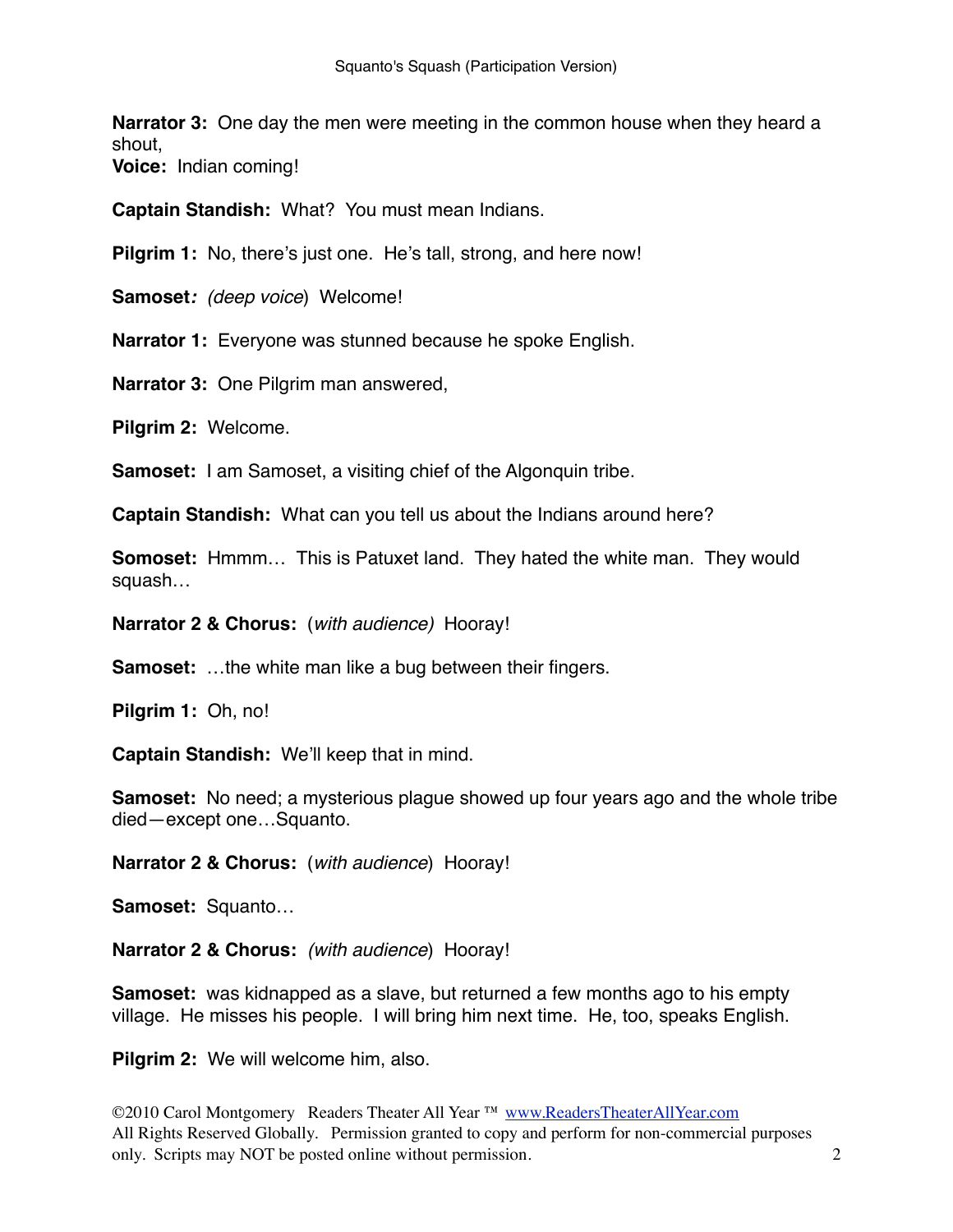**Narrator 3:** One day the men were meeting in the common house when they heard a shout,
**Voice:** Indian coming!

**Captain Standish:** What? You must mean Indians.

**Pilgrim 1:** No, there's just one. He's tall, strong, and here now!

**Samoset:** *(deep voice)* Welcome!

**Narrator 1:** Everyone was stunned because he spoke English.

**Narrator 3:** One Pilgrim man answered,

**Pilgrim 2:** Welcome.

**Samoset:** I am Samoset, a visiting chief of the Algonquin tribe.

**Captain Standish:** What can you tell us about the Indians around here?

**Somoset:** Hmmm… This is Patuxet land. They hated the white man. They would squash…

**Narrator 2 & Chorus:** (*with audience)* Hooray!

**Samoset:** …the white man like a bug between their fingers.

**Pilgrim 1:** Oh, no!

**Captain Standish:** We'll keep that in mind.

**Samoset:** No need; a mysterious plague showed up four years ago and the whole tribe died—except one…Squanto.

**Narrator 2 & Chorus:** (*with audience*) Hooray!

**Samoset:** Squanto…

**Narrator 2 & Chorus:** *(with audience*) Hooray!

**Samoset:** was kidnapped as a slave, but returned a few months ago to his empty village. He misses his people. I will bring him next time. He, too, speaks English.

**Pilgrim 2:** We will welcome him, also.

©2010 Carol Montgomery Readers Theater All Year ™ www.ReadersTheaterAllYear.com
All Rights Reserved Globally. Permission granted to copy and perform for non-commercial purposes only. Scripts may NOT be posted online without permission.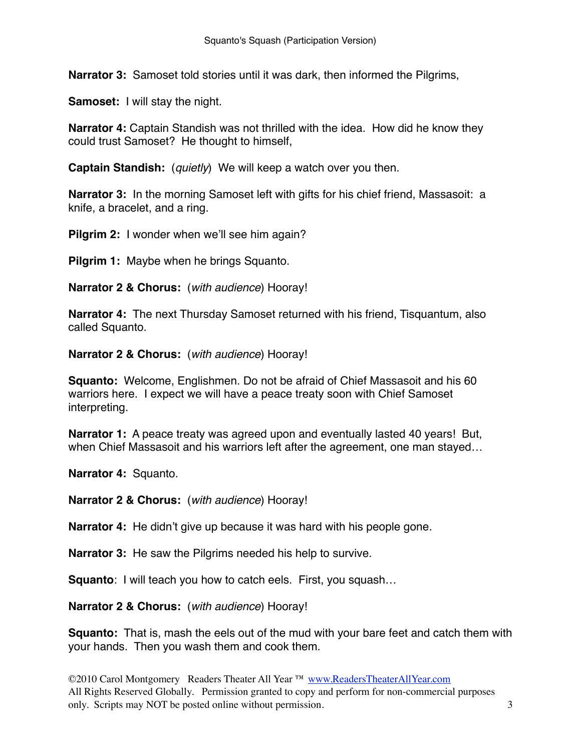**Narrator 3:** Samoset told stories until it was dark, then informed the Pilgrims,

**Samoset:** I will stay the night.

**Narrator 4:** Captain Standish was not thrilled with the idea. How did he know they could trust Samoset? He thought to himself,

**Captain Standish:** (*quietly*) We will keep a watch over you then.

**Narrator 3:** In the morning Samoset left with gifts for his chief friend, Massasoit: a knife, a bracelet, and a ring.

**Pilgrim 2:** I wonder when we'll see him again?

**Pilgrim 1:** Maybe when he brings Squanto.

**Narrator 2 & Chorus:** (*with audience*) Hooray!

**Narrator 4:** The next Thursday Samoset returned with his friend, Tisquantum, also called Squanto.

**Narrator 2 & Chorus:** (*with audience*) Hooray!

**Squanto:** Welcome, Englishmen. Do not be afraid of Chief Massasoit and his 60 warriors here. I expect we will have a peace treaty soon with Chief Samoset interpreting.

**Narrator 1:** A peace treaty was agreed upon and eventually lasted 40 years! But, when Chief Massasoit and his warriors left after the agreement, one man stayed…

**Narrator 4:** Squanto.

**Narrator 2 & Chorus:** (*with audience*) Hooray!

**Narrator 4:** He didn't give up because it was hard with his people gone.

**Narrator 3:** He saw the Pilgrims needed his help to survive.

**Squanto**: I will teach you how to catch eels. First, you squash…

**Narrator 2 & Chorus:** (*with audience*) Hooray!

**Squanto:** That is, mash the eels out of the mud with your bare feet and catch them with your hands. Then you wash them and cook them.

©2010 Carol Montgomery Readers Theater All Year ™ [www.ReadersTheaterAllYear.com](http://www.ReadersTheaterAllYear.com)
All Rights Reserved Globally. Permission granted to copy and perform for non-commercial purposes only. Scripts may NOT be posted online without permission.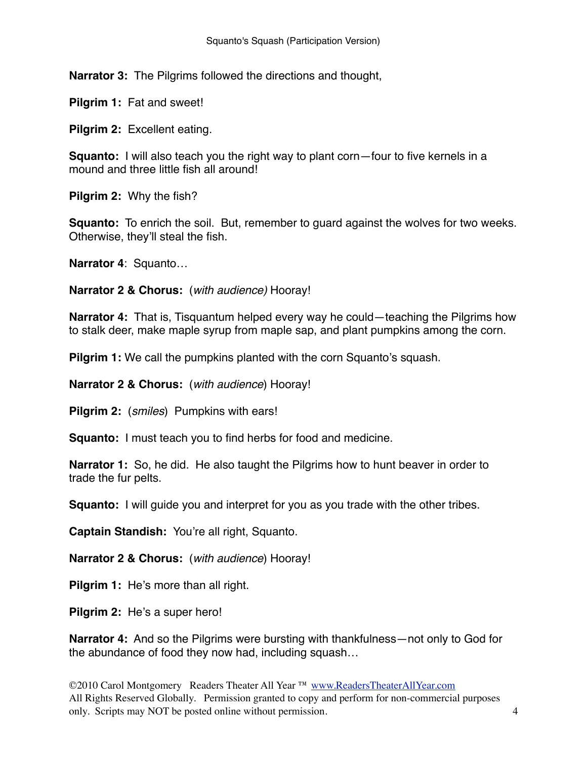**Narrator 3:** The Pilgrims followed the directions and thought,

**Pilgrim 1:** Fat and sweet!

**Pilgrim 2:** Excellent eating.

**Squanto:** I will also teach you the right way to plant corn—four to five kernels in a mound and three little fish all around!

**Pilgrim 2:** Why the fish?

**Squanto:** To enrich the soil. But, remember to guard against the wolves for two weeks. Otherwise, they'll steal the fish.

**Narrator 4**: Squanto…

**Narrator 2 & Chorus:** (*with audience)* Hooray!

**Narrator 4:** That is, Tisquantum helped every way he could—teaching the Pilgrims how to stalk deer, make maple syrup from maple sap, and plant pumpkins among the corn.

**Pilgrim 1:** We call the pumpkins planted with the corn Squanto's squash.

**Narrator 2 & Chorus:** (*with audience*) Hooray!

**Pilgrim 2:** (*smiles*) Pumpkins with ears!

**Squanto:** I must teach you to find herbs for food and medicine.

**Narrator 1:** So, he did. He also taught the Pilgrims how to hunt beaver in order to trade the fur pelts.

**Squanto:** I will guide you and interpret for you as you trade with the other tribes.

**Captain Standish:** You're all right, Squanto.

**Narrator 2 & Chorus:** (*with audience*) Hooray!

**Pilgrim 1:** He's more than all right.

**Pilgrim 2:** He's a super hero!

**Narrator 4:** And so the Pilgrims were bursting with thankfulness—not only to God for the abundance of food they now had, including squash…

©2010 Carol Montgomery Readers Theater All Year ™ www.ReadersTheaterAllYear.com
All Rights Reserved Globally. Permission granted to copy and perform for non-commercial purposes only. Scripts may NOT be posted online without permission.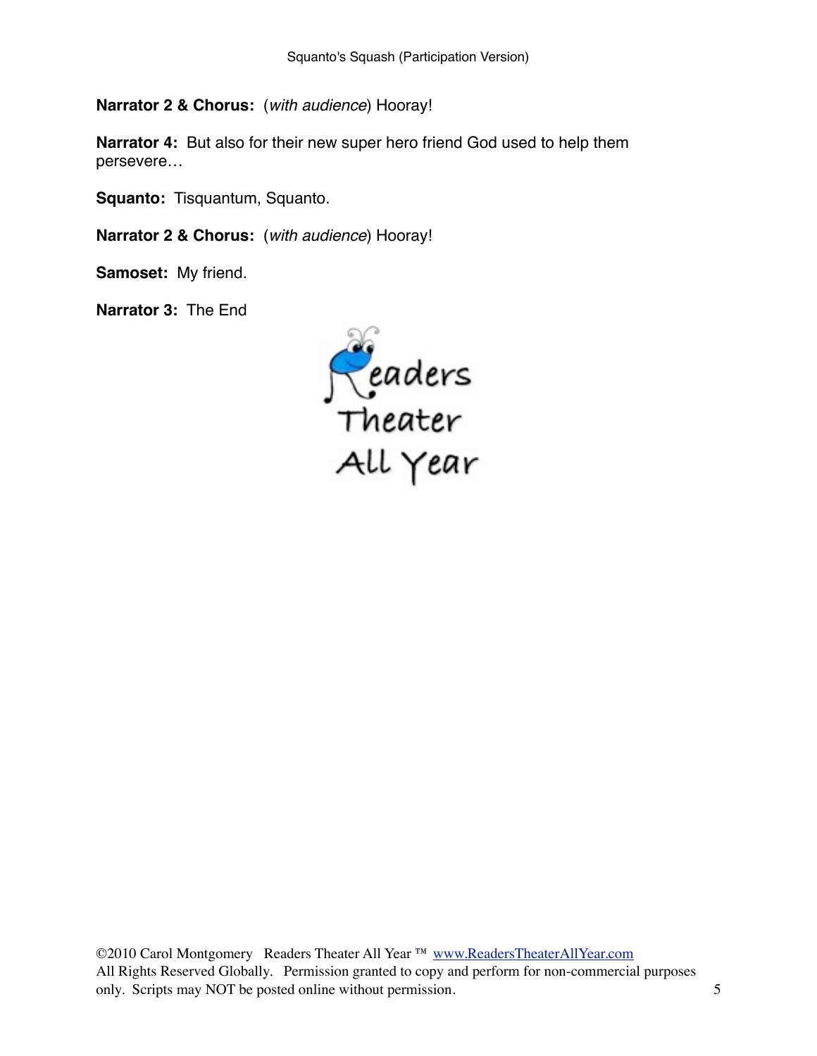**Narrator 2 & Chorus:** (*with audience*) Hooray!

**Narrator 4:** But also for their new super hero friend God used to help them persevere…

**Squanto:** Tisquantum, Squanto.

**Narrator 2 & Chorus:** (*with audience*) Hooray!

**Samoset:** My friend.

**Narrator 3:** The End

Readers Theater All Year

©2010 Carol Montgomery Readers Theater All Year ™ www.ReadersTheaterAllYear.com
All Rights Reserved Globally. Permission granted to copy and perform for non-commercial purposes only. Scripts may NOT be posted online without permission.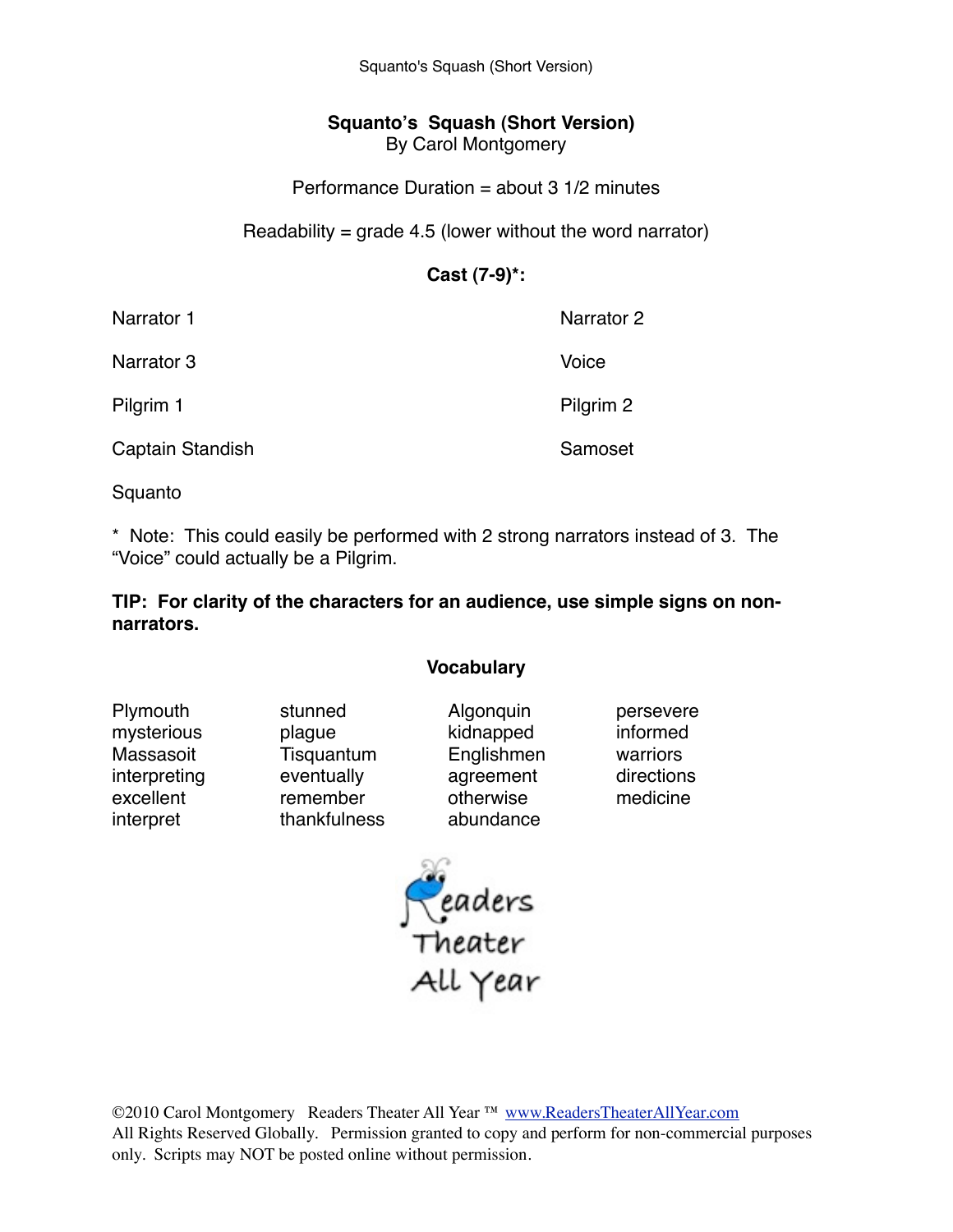# Squanto's Squash (Short Version)

By Carol Montgomery

Performance Duration = about 3 1/2 minutes

Readability = grade 4.5 (lower without the word narrator)

**Cast (7-9)*:**

| | |
|---|---|
| Narrator 1 | Narrator 2 |
| Narrator 3 | Voice |
| Pilgrim 1 | Pilgrim 2 |
| Captain Standish | Samoset |
| Squanto | |

* Note: This could easily be performed with 2 strong narrators instead of 3. The "Voice" could actually be a Pilgrim.

**TIP: For clarity of the characters for an audience, use simple signs on non-narrators.**

**Vocabulary**

| | | | |
|---|---|---|---|
| Plymouth | stunned | Algonquin | persevere |
| mysterious | plague | kidnapped | informed |
| Massasoit | Tisquantum | Englishmen | warriors |
| interpreting | eventually | agreement | directions |
| excellent | remember | otherwise | medicine |
| interpret | thankfulness | abundance | |

Readers Theater All Year

©2010 Carol Montgomery Readers Theater All Year ™ www.ReadersTheaterAllYear.com
All Rights Reserved Globally. Permission granted to copy and perform for non-commercial purposes only. Scripts may NOT be posted online without permission.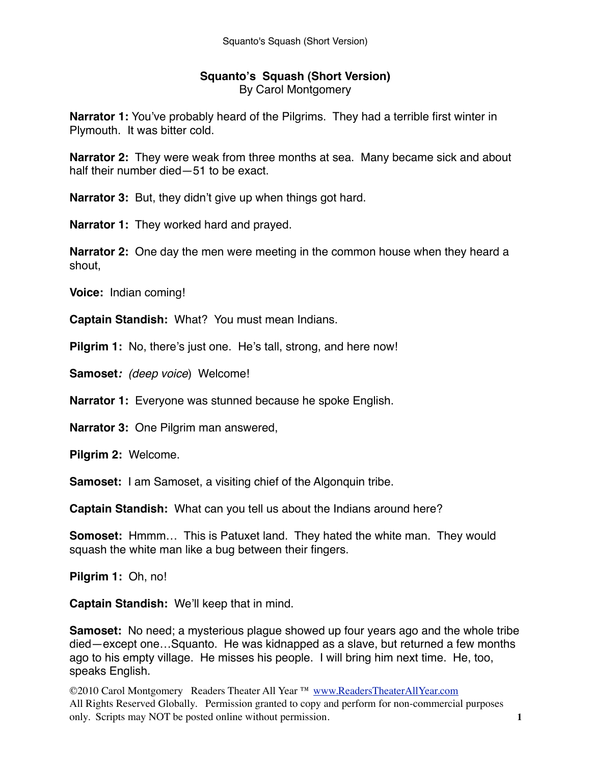## Squanto's Squash (Short Version)

By Carol Montgomery

**Narrator 1:** You've probably heard of the Pilgrims. They had a terrible first winter in Plymouth. It was bitter cold.

**Narrator 2:** They were weak from three months at sea. Many became sick and about half their number died—51 to be exact.

**Narrator 3:** But, they didn't give up when things got hard.

**Narrator 1:** They worked hard and prayed.

**Narrator 2:** One day the men were meeting in the common house when they heard a shout,

**Voice:** Indian coming!

**Captain Standish:** What? You must mean Indians.

**Pilgrim 1:** No, there's just one. He's tall, strong, and here now!

**Samoset***:* *(deep voice*) Welcome!

**Narrator 1:** Everyone was stunned because he spoke English.

**Narrator 3:** One Pilgrim man answered,

**Pilgrim 2:** Welcome.

**Samoset:** I am Samoset, a visiting chief of the Algonquin tribe.

**Captain Standish:** What can you tell us about the Indians around here?

**Somoset:** Hmmm… This is Patuxet land. They hated the white man. They would squash the white man like a bug between their fingers.

**Pilgrim 1:** Oh, no!

**Captain Standish:** We'll keep that in mind.

**Samoset:** No need; a mysterious plague showed up four years ago and the whole tribe died—except one…Squanto. He was kidnapped as a slave, but returned a few months ago to his empty village. He misses his people. I will bring him next time. He, too, speaks English.

©2010 Carol Montgomery Readers Theater All Year ™ www.ReadersTheaterAllYear.com
All Rights Reserved Globally. Permission granted to copy and perform for non-commercial purposes only. Scripts may NOT be posted online without permission.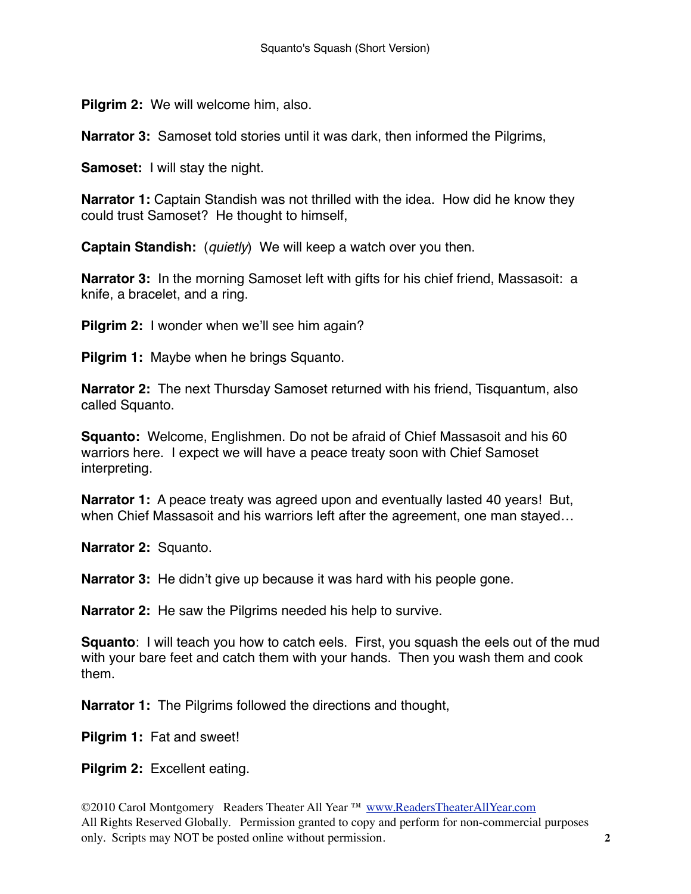**Pilgrim 2:** We will welcome him, also.

**Narrator 3:** Samoset told stories until it was dark, then informed the Pilgrims,

**Samoset:** I will stay the night.

**Narrator 1:** Captain Standish was not thrilled with the idea. How did he know they could trust Samoset? He thought to himself,

**Captain Standish:** (*quietly*) We will keep a watch over you then.

**Narrator 3:** In the morning Samoset left with gifts for his chief friend, Massasoit: a knife, a bracelet, and a ring.

**Pilgrim 2:** I wonder when we'll see him again?

**Pilgrim 1:** Maybe when he brings Squanto.

**Narrator 2:** The next Thursday Samoset returned with his friend, Tisquantum, also called Squanto.

**Squanto:** Welcome, Englishmen. Do not be afraid of Chief Massasoit and his 60 warriors here. I expect we will have a peace treaty soon with Chief Samoset interpreting.

**Narrator 1:** A peace treaty was agreed upon and eventually lasted 40 years! But, when Chief Massasoit and his warriors left after the agreement, one man stayed…

**Narrator 2:** Squanto.

**Narrator 3:** He didn't give up because it was hard with his people gone.

**Narrator 2:** He saw the Pilgrims needed his help to survive.

**Squanto**: I will teach you how to catch eels. First, you squash the eels out of the mud with your bare feet and catch them with your hands. Then you wash them and cook them.

**Narrator 1:** The Pilgrims followed the directions and thought,

**Pilgrim 1:** Fat and sweet!

**Pilgrim 2:** Excellent eating.

©2010 Carol Montgomery Readers Theater All Year ™ www.ReadersTheaterAllYear.com
All Rights Reserved Globally. Permission granted to copy and perform for non-commercial purposes only. Scripts may NOT be posted online without permission.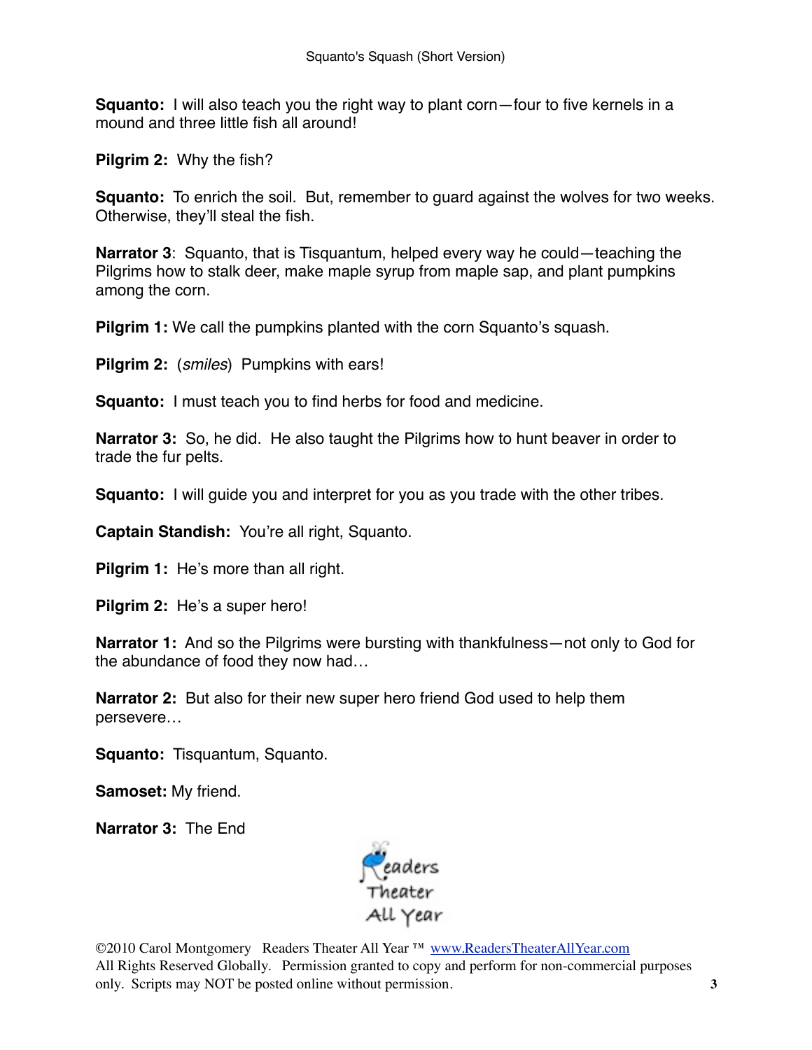**Squanto:** I will also teach you the right way to plant corn—four to five kernels in a mound and three little fish all around!

**Pilgrim 2:** Why the fish?

**Squanto:** To enrich the soil. But, remember to guard against the wolves for two weeks. Otherwise, they'll steal the fish.

**Narrator 3**: Squanto, that is Tisquantum, helped every way he could—teaching the Pilgrims how to stalk deer, make maple syrup from maple sap, and plant pumpkins among the corn.

**Pilgrim 1:** We call the pumpkins planted with the corn Squanto's squash.

**Pilgrim 2:** (*smiles*) Pumpkins with ears!

**Squanto:** I must teach you to find herbs for food and medicine.

**Narrator 3:** So, he did. He also taught the Pilgrims how to hunt beaver in order to trade the fur pelts.

**Squanto:** I will guide you and interpret for you as you trade with the other tribes.

**Captain Standish:** You're all right, Squanto.

**Pilgrim 1:** He's more than all right.

**Pilgrim 2:** He's a super hero!

**Narrator 1:** And so the Pilgrims were bursting with thankfulness—not only to God for the abundance of food they now had…

**Narrator 2:** But also for their new super hero friend God used to help them persevere…

**Squanto:** Tisquantum, Squanto.

**Samoset:** My friend.

**Narrator 3:** The End

Readers Theater All Year

©2010 Carol Montgomery Readers Theater All Year ™ www.ReadersTheaterAllYear.com
All Rights Reserved Globally. Permission granted to copy and perform for non-commercial purposes only. Scripts may NOT be posted online without permission.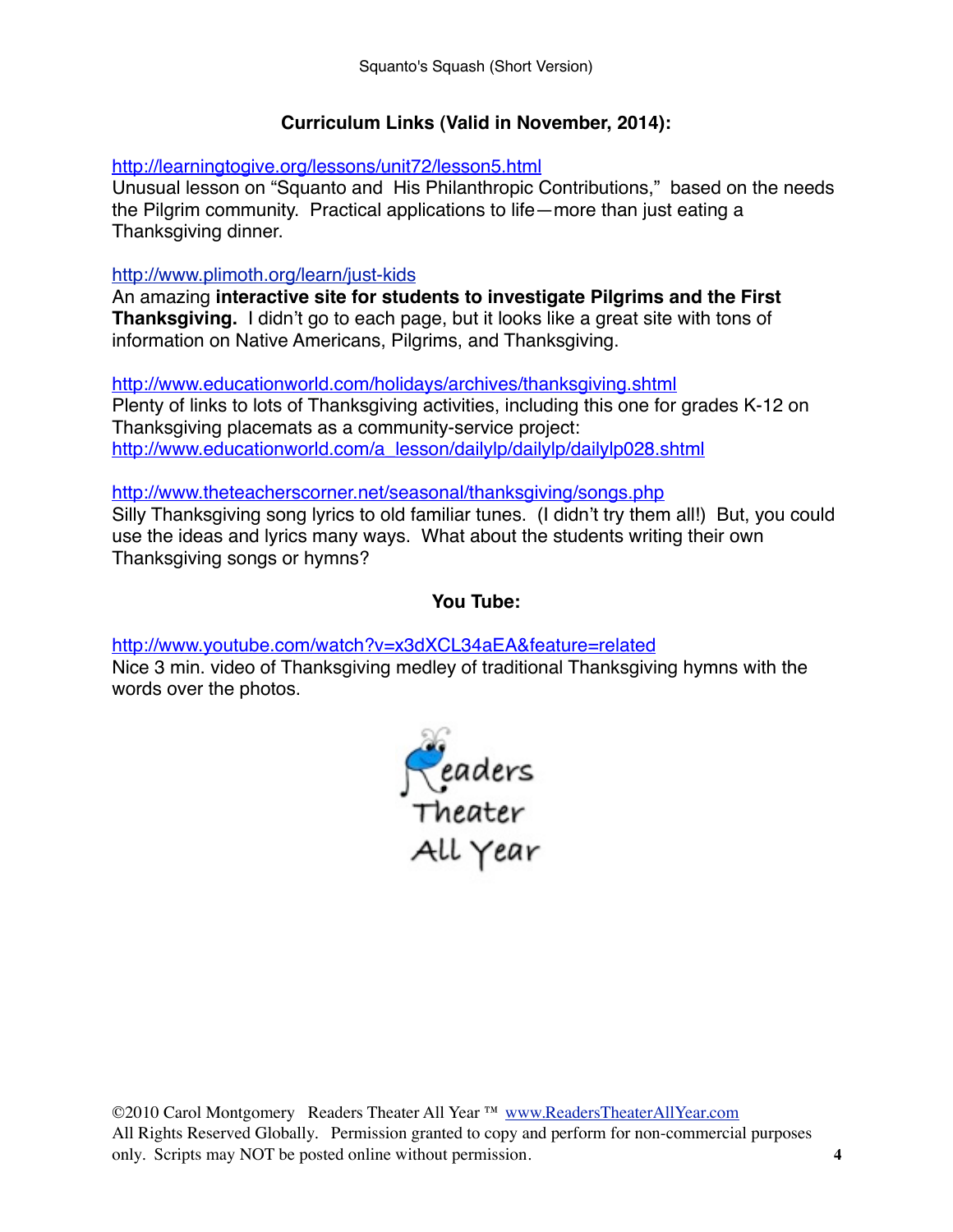## Curriculum Links (Valid in November, 2014):

http://learningtogive.org/lessons/unit72/lesson5.html
Unusual lesson on "Squanto and His Philanthropic Contributions," based on the needs the Pilgrim community. Practical applications to life—more than just eating a Thanksgiving dinner.

http://www.plimoth.org/learn/just-kids
An amazing **interactive site for students to investigate Pilgrims and the First Thanksgiving.** I didn't go to each page, but it looks like a great site with tons of information on Native Americans, Pilgrims, and Thanksgiving.

http://www.educationworld.com/holidays/archives/thanksgiving.shtml
Plenty of links to lots of Thanksgiving activities, including this one for grades K-12 on Thanksgiving placemats as a community-service project:
http://www.educationworld.com/a_lesson/dailylp/dailylp/dailylp028.shtml

http://www.theteacherscorner.net/seasonal/thanksgiving/songs.php
Silly Thanksgiving song lyrics to old familiar tunes. (I didn't try them all!) But, you could use the ideas and lyrics many ways. What about the students writing their own Thanksgiving songs or hymns?

## You Tube:

http://www.youtube.com/watch?v=x3dXCL34aEA&feature=related
Nice 3 min. video of Thanksgiving medley of traditional Thanksgiving hymns with the words over the photos.

Readers Theater All Year

©2010 Carol Montgomery Readers Theater All Year ™ www.ReadersTheaterAllYear.com
All Rights Reserved Globally. Permission granted to copy and perform for non-commercial purposes only. Scripts may NOT be posted online without permission.